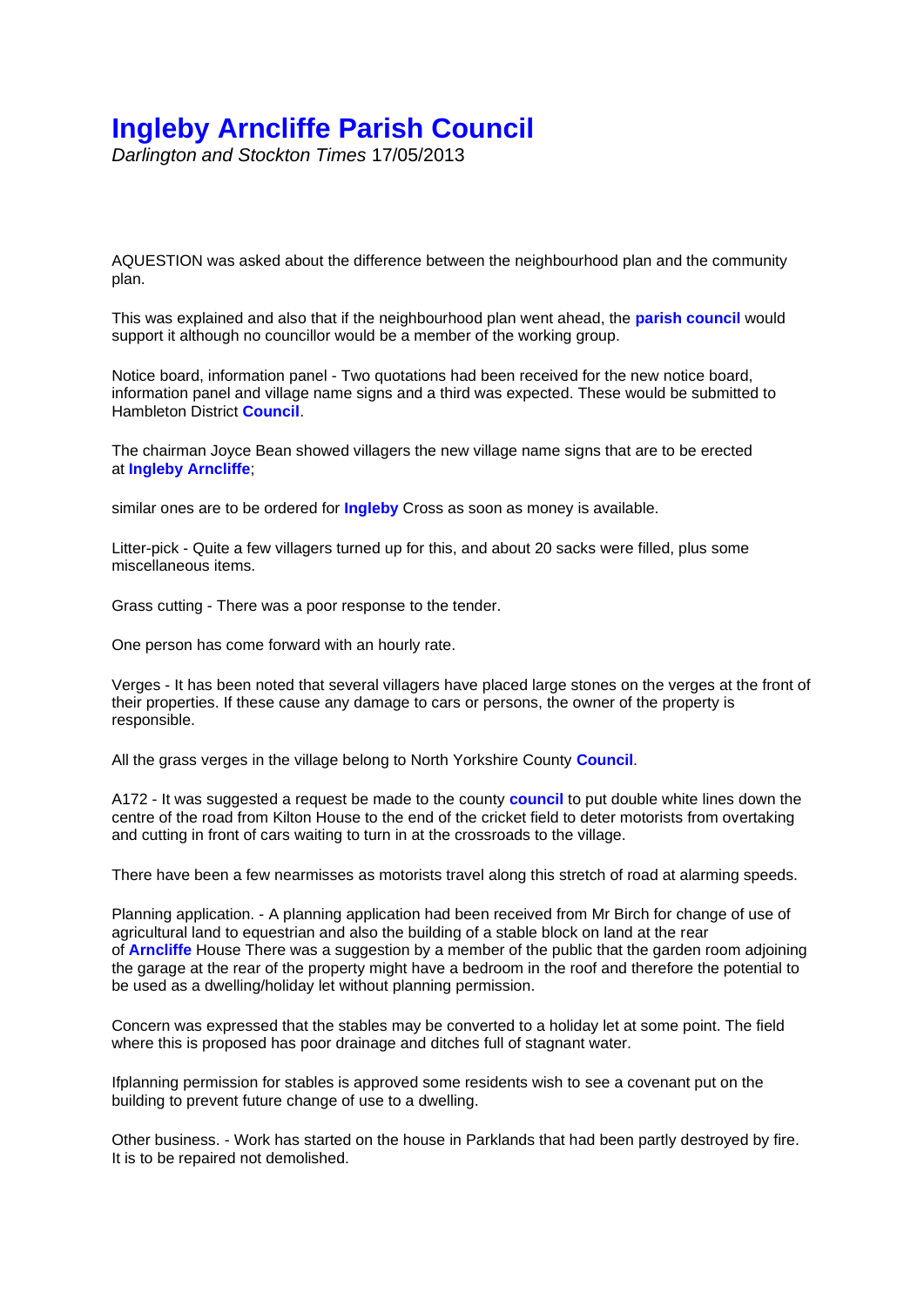# Ingleby Arncliffe Parish Council

*Darlington and Stockton Times* 17/05/2013

AQUESTION was asked about the difference between the neighbourhood plan and the community plan.

This was explained and also that if the neighbourhood plan went ahead, the **parish council** would support it although no councillor would be a member of the working group.

Notice board, information panel - Two quotations had been received for the new notice board, information panel and village name signs and a third was expected. These would be submitted to Hambleton District **Council**.

The chairman Joyce Bean showed villagers the new village name signs that are to be erected at **Ingleby Arncliffe**;

similar ones are to be ordered for **Ingleby** Cross as soon as money is available.

Litter-pick - Quite a few villagers turned up for this, and about 20 sacks were filled, plus some miscellaneous items.

Grass cutting - There was a poor response to the tender.

One person has come forward with an hourly rate.

Verges - It has been noted that several villagers have placed large stones on the verges at the front of their properties. If these cause any damage to cars or persons, the owner of the property is responsible.

All the grass verges in the village belong to North Yorkshire County **Council**.

A172 - It was suggested a request be made to the county **council** to put double white lines down the centre of the road from Kilton House to the end of the cricket field to deter motorists from overtaking and cutting in front of cars waiting to turn in at the crossroads to the village.

There have been a few nearmisses as motorists travel along this stretch of road at alarming speeds.

Planning application. - A planning application had been received from Mr Birch for change of use of agricultural land to equestrian and also the building of a stable block on land at the rear of **Arncliffe** House There was a suggestion by a member of the public that the garden room adjoining the garage at the rear of the property might have a bedroom in the roof and therefore the potential to be used as a dwelling/holiday let without planning permission.

Concern was expressed that the stables may be converted to a holiday let at some point. The field where this is proposed has poor drainage and ditches full of stagnant water.

Ifplanning permission for stables is approved some residents wish to see a covenant put on the building to prevent future change of use to a dwelling.

Other business. - Work has started on the house in Parklands that had been partly destroyed by fire. It is to be repaired not demolished.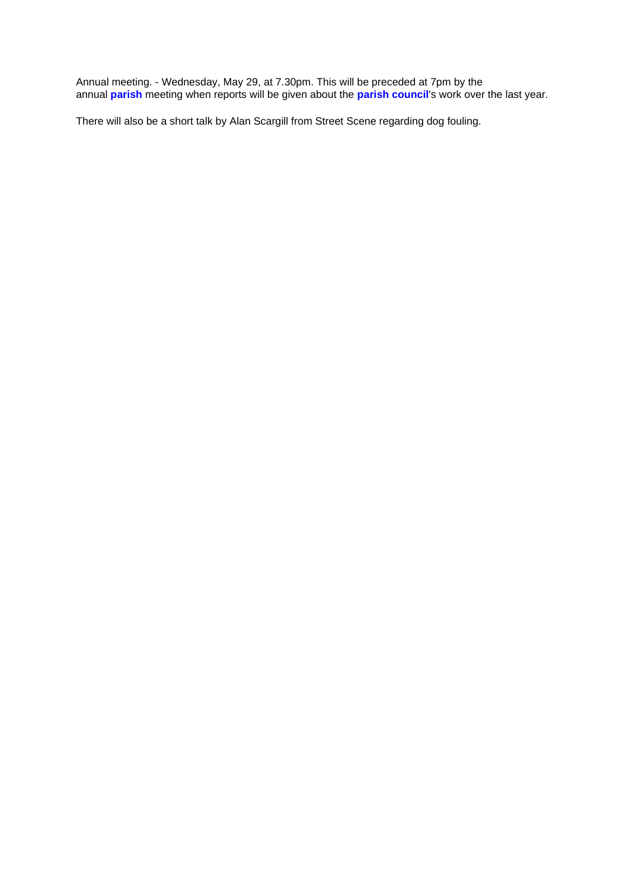Annual meeting. - Wednesday, May 29, at 7.30pm. This will be preceded at 7pm by the annual **parish** meeting when reports will be given about the **parish council**'s work over the last year.

There will also be a short talk by Alan Scargill from Street Scene regarding dog fouling.